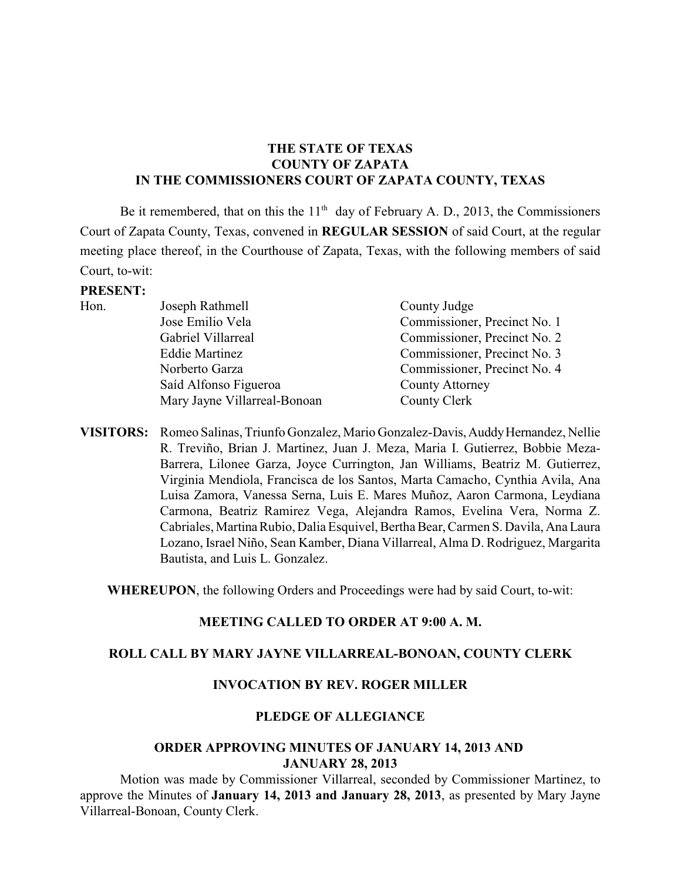**THE STATE OF TEXAS**
**COUNTY OF ZAPATA**
**IN THE COMMISSIONERS COURT OF ZAPATA COUNTY, TEXAS**

Be it remembered, that on this the 11th day of February A. D., 2013, the Commissioners Court of Zapata County, Texas, convened in **REGULAR SESSION** of said Court, at the regular meeting place thereof, in the Courthouse of Zapata, Texas, with the following members of said Court, to-wit:

**PRESENT:**

| | | |
|---|---|---|
| Hon. | Joseph Rathmell | County Judge |
| | Jose Emilio Vela | Commissioner, Precinct No. 1 |
| | Gabriel Villarreal | Commissioner, Precinct No. 2 |
| | Eddie Martinez | Commissioner, Precinct No. 3 |
| | Norberto Garza | Commissioner, Precinct No. 4 |
| | Saíd Alfonso Figueroa | County Attorney |
| | Mary Jayne Villarreal-Bonoan | County Clerk |

**VISITORS:** Romeo Salinas, Triunfo Gonzalez, Mario Gonzalez-Davis, Auddy Hernandez, Nellie R. Treviño, Brian J. Martinez, Juan J. Meza, Maria I. Gutierrez, Bobbie Meza-Barrera, Lilonee Garza, Joyce Currington, Jan Williams, Beatriz M. Gutierrez, Virginia Mendiola, Francisca de los Santos, Marta Camacho, Cynthia Avila, Ana Luisa Zamora, Vanessa Serna, Luis E. Mares Muñoz, Aaron Carmona, Leydiana Carmona, Beatriz Ramirez Vega, Alejandra Ramos, Evelina Vera, Norma Z. Cabriales, Martina Rubio, Dalia Esquivel, Bertha Bear, Carmen S. Davila, Ana Laura Lozano, Israel Niño, Sean Kamber, Diana Villarreal, Alma D. Rodriguez, Margarita Bautista, and Luis L. Gonzalez.

**WHEREUPON**, the following Orders and Proceedings were had by said Court, to-wit:

**MEETING CALLED TO ORDER AT 9:00 A. M.**

**ROLL CALL BY MARY JAYNE VILLARREAL-BONOAN, COUNTY CLERK**

**INVOCATION BY REV. ROGER MILLER**

**PLEDGE OF ALLEGIANCE**

**ORDER APPROVING MINUTES OF JANUARY 14, 2013 AND JANUARY 28, 2013**

Motion was made by Commissioner Villarreal, seconded by Commissioner Martinez, to approve the Minutes of **January 14, 2013 and January 28, 2013**, as presented by Mary Jayne Villarreal-Bonoan, County Clerk.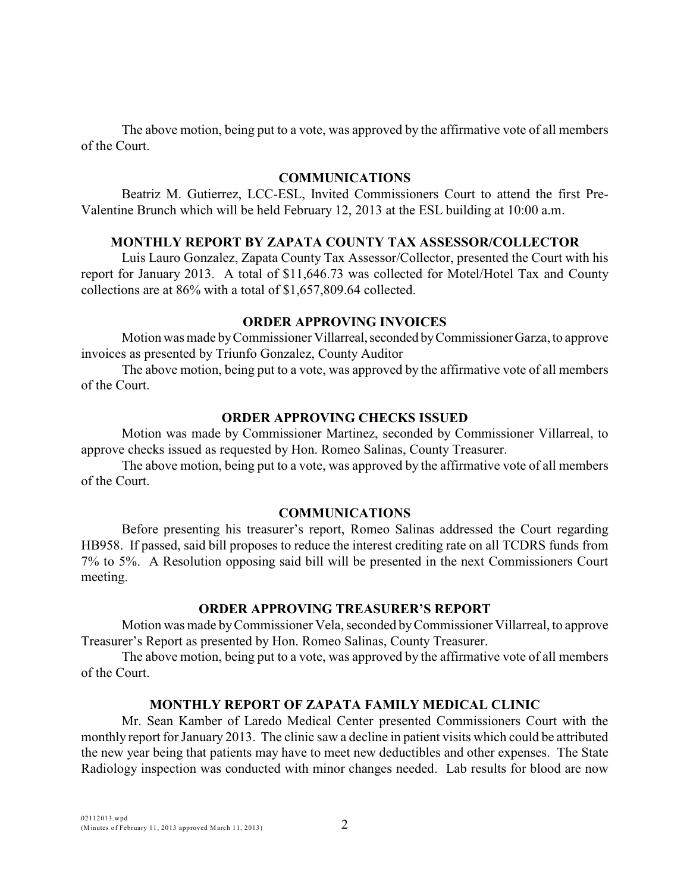The above motion, being put to a vote, was approved by the affirmative vote of all members of the Court.

## COMMUNICATIONS

Beatriz M. Gutierrez, LCC-ESL, Invited Commissioners Court to attend the first Pre-Valentine Brunch which will be held February 12, 2013 at the ESL building at 10:00 a.m.

## MONTHLY REPORT BY ZAPATA COUNTY TAX ASSESSOR/COLLECTOR

Luis Lauro Gonzalez, Zapata County Tax Assessor/Collector, presented the Court with his report for January 2013. A total of $11,646.73 was collected for Motel/Hotel Tax and County collections are at 86% with a total of $1,657,809.64 collected.

## ORDER APPROVING INVOICES

Motion was made by Commissioner Villarreal, seconded by Commissioner Garza, to approve invoices as presented by Triunfo Gonzalez, County Auditor

The above motion, being put to a vote, was approved by the affirmative vote of all members of the Court.

## ORDER APPROVING CHECKS ISSUED

Motion was made by Commissioner Martinez, seconded by Commissioner Villarreal, to approve checks issued as requested by Hon. Romeo Salinas, County Treasurer.

The above motion, being put to a vote, was approved by the affirmative vote of all members of the Court.

## COMMUNICATIONS

Before presenting his treasurer's report, Romeo Salinas addressed the Court regarding HB958. If passed, said bill proposes to reduce the interest crediting rate on all TCDRS funds from 7% to 5%. A Resolution opposing said bill will be presented in the next Commissioners Court meeting.

## ORDER APPROVING TREASURER'S REPORT

Motion was made by Commissioner Vela, seconded by Commissioner Villarreal, to approve Treasurer's Report as presented by Hon. Romeo Salinas, County Treasurer.

The above motion, being put to a vote, was approved by the affirmative vote of all members of the Court.

## MONTHLY REPORT OF ZAPATA FAMILY MEDICAL CLINIC

Mr. Sean Kamber of Laredo Medical Center presented Commissioners Court with the monthly report for January 2013. The clinic saw a decline in patient visits which could be attributed the new year being that patients may have to meet new deductibles and other expenses. The State Radiology inspection was conducted with minor changes needed. Lab results for blood are now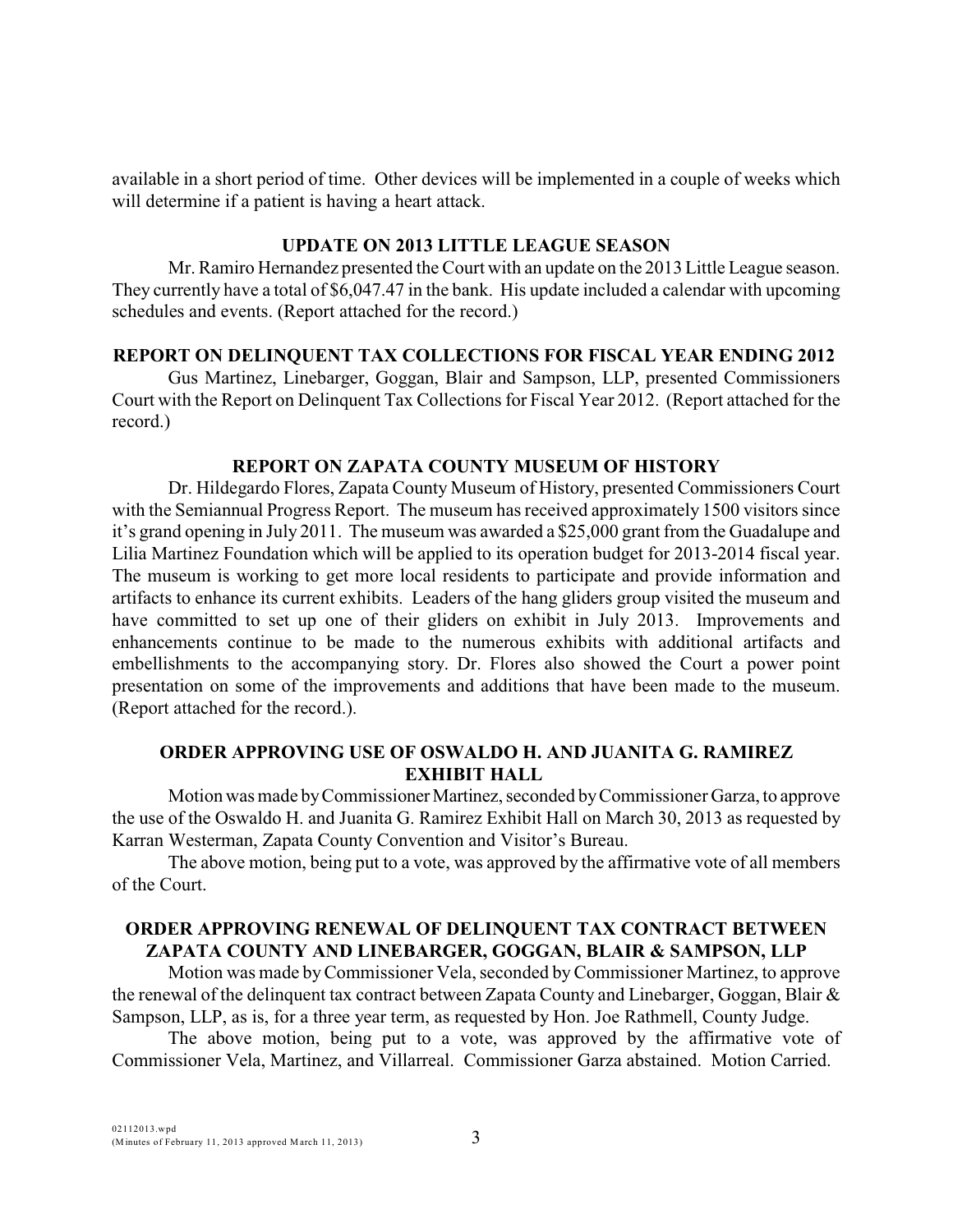available in a short period of time. Other devices will be implemented in a couple of weeks which will determine if a patient is having a heart attack.

### UPDATE ON 2013 LITTLE LEAGUE SEASON

Mr. Ramiro Hernandez presented the Court with an update on the 2013 Little League season. They currently have a total of $6,047.47 in the bank. His update included a calendar with upcoming schedules and events. (Report attached for the record.)

### REPORT ON DELINQUENT TAX COLLECTIONS FOR FISCAL YEAR ENDING 2012

Gus Martinez, Linebarger, Goggan, Blair and Sampson, LLP, presented Commissioners Court with the Report on Delinquent Tax Collections for Fiscal Year 2012. (Report attached for the record.)

### REPORT ON ZAPATA COUNTY MUSEUM OF HISTORY

Dr. Hildegardo Flores, Zapata County Museum of History, presented Commissioners Court with the Semiannual Progress Report. The museum has received approximately 1500 visitors since it's grand opening in July 2011. The museum was awarded a $25,000 grant from the Guadalupe and Lilia Martinez Foundation which will be applied to its operation budget for 2013-2014 fiscal year. The museum is working to get more local residents to participate and provide information and artifacts to enhance its current exhibits. Leaders of the hang gliders group visited the museum and have committed to set up one of their gliders on exhibit in July 2013. Improvements and enhancements continue to be made to the numerous exhibits with additional artifacts and embellishments to the accompanying story. Dr. Flores also showed the Court a power point presentation on some of the improvements and additions that have been made to the museum. (Report attached for the record.).

### ORDER APPROVING USE OF OSWALDO H. AND JUANITA G. RAMIREZ EXHIBIT HALL

Motion was made by Commissioner Martinez, seconded by Commissioner Garza, to approve the use of the Oswaldo H. and Juanita G. Ramirez Exhibit Hall on March 30, 2013 as requested by Karran Westerman, Zapata County Convention and Visitor's Bureau.

The above motion, being put to a vote, was approved by the affirmative vote of all members of the Court.

### ORDER APPROVING RENEWAL OF DELINQUENT TAX CONTRACT BETWEEN ZAPATA COUNTY AND LINEBARGER, GOGGAN, BLAIR & SAMPSON, LLP

Motion was made by Commissioner Vela, seconded by Commissioner Martinez, to approve the renewal of the delinquent tax contract between Zapata County and Linebarger, Goggan, Blair & Sampson, LLP, as is, for a three year term, as requested by Hon. Joe Rathmell, County Judge.

The above motion, being put to a vote, was approved by the affirmative vote of Commissioner Vela, Martinez, and Villarreal. Commissioner Garza abstained. Motion Carried.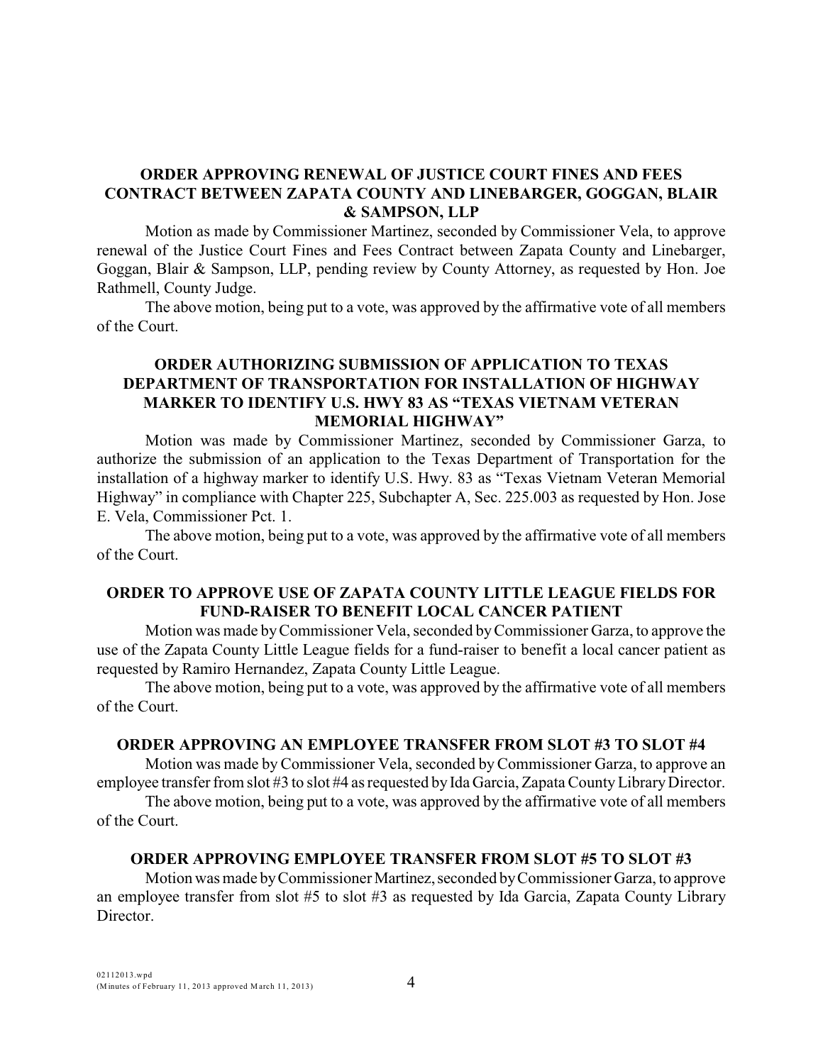## ORDER APPROVING RENEWAL OF JUSTICE COURT FINES AND FEES CONTRACT BETWEEN ZAPATA COUNTY AND LINEBARGER, GOGGAN, BLAIR & SAMPSON, LLP

Motion as made by Commissioner Martinez, seconded by Commissioner Vela, to approve renewal of the Justice Court Fines and Fees Contract between Zapata County and Linebarger, Goggan, Blair & Sampson, LLP, pending review by County Attorney, as requested by Hon. Joe Rathmell, County Judge.

The above motion, being put to a vote, was approved by the affirmative vote of all members of the Court.

## ORDER AUTHORIZING SUBMISSION OF APPLICATION TO TEXAS DEPARTMENT OF TRANSPORTATION FOR INSTALLATION OF HIGHWAY MARKER TO IDENTIFY U.S. HWY 83 AS "TEXAS VIETNAM VETERAN MEMORIAL HIGHWAY"

Motion was made by Commissioner Martinez, seconded by Commissioner Garza, to authorize the submission of an application to the Texas Department of Transportation for the installation of a highway marker to identify U.S. Hwy. 83 as "Texas Vietnam Veteran Memorial Highway" in compliance with Chapter 225, Subchapter A, Sec. 225.003 as requested by Hon. Jose E. Vela, Commissioner Pct. 1.

The above motion, being put to a vote, was approved by the affirmative vote of all members of the Court.

## ORDER TO APPROVE USE OF ZAPATA COUNTY LITTLE LEAGUE FIELDS FOR FUND-RAISER TO BENEFIT LOCAL CANCER PATIENT

Motion was made by Commissioner Vela, seconded by Commissioner Garza, to approve the use of the Zapata County Little League fields for a fund-raiser to benefit a local cancer patient as requested by Ramiro Hernandez, Zapata County Little League.

The above motion, being put to a vote, was approved by the affirmative vote of all members of the Court.

## ORDER APPROVING AN EMPLOYEE TRANSFER FROM SLOT #3 TO SLOT #4

Motion was made by Commissioner Vela, seconded by Commissioner Garza, to approve an employee transfer from slot #3 to slot #4 as requested by Ida Garcia, Zapata County Library Director.

The above motion, being put to a vote, was approved by the affirmative vote of all members of the Court.

## ORDER APPROVING EMPLOYEE TRANSFER FROM SLOT #5 TO SLOT #3

Motion was made by Commissioner Martinez, seconded by Commissioner Garza, to approve an employee transfer from slot #5 to slot #3 as requested by Ida Garcia, Zapata County Library Director.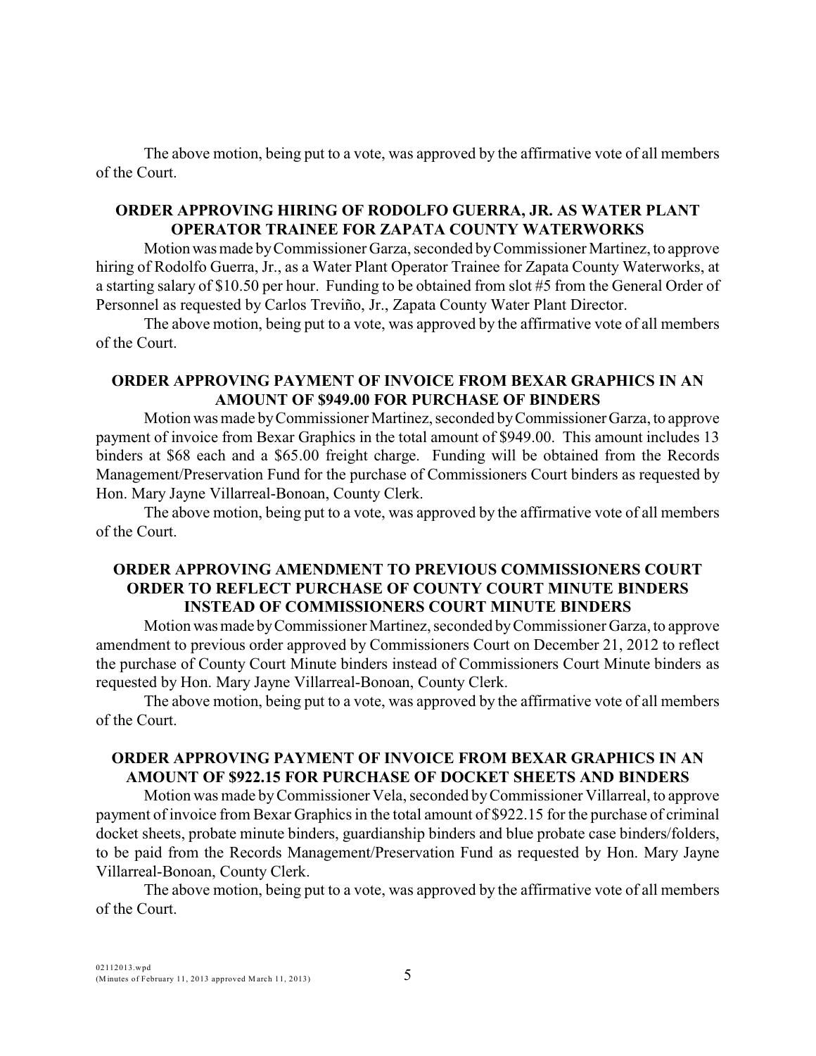The above motion, being put to a vote, was approved by the affirmative vote of all members of the Court.

**ORDER APPROVING HIRING OF RODOLFO GUERRA, JR. AS WATER PLANT OPERATOR TRAINEE FOR ZAPATA COUNTY WATERWORKS**

Motion was made by Commissioner Garza, seconded by Commissioner Martinez, to approve hiring of Rodolfo Guerra, Jr., as a Water Plant Operator Trainee for Zapata County Waterworks, at a starting salary of $10.50 per hour. Funding to be obtained from slot #5 from the General Order of Personnel as requested by Carlos Treviño, Jr., Zapata County Water Plant Director.

The above motion, being put to a vote, was approved by the affirmative vote of all members of the Court.

**ORDER APPROVING PAYMENT OF INVOICE FROM BEXAR GRAPHICS IN AN AMOUNT OF $949.00 FOR PURCHASE OF BINDERS**

Motion was made by Commissioner Martinez, seconded by Commissioner Garza, to approve payment of invoice from Bexar Graphics in the total amount of $949.00. This amount includes 13 binders at $68 each and a $65.00 freight charge. Funding will be obtained from the Records Management/Preservation Fund for the purchase of Commissioners Court binders as requested by Hon. Mary Jayne Villarreal-Bonoan, County Clerk.

The above motion, being put to a vote, was approved by the affirmative vote of all members of the Court.

**ORDER APPROVING AMENDMENT TO PREVIOUS COMMISSIONERS COURT ORDER TO REFLECT PURCHASE OF COUNTY COURT MINUTE BINDERS INSTEAD OF COMMISSIONERS COURT MINUTE BINDERS**

Motion was made by Commissioner Martinez, seconded by Commissioner Garza, to approve amendment to previous order approved by Commissioners Court on December 21, 2012 to reflect the purchase of County Court Minute binders instead of Commissioners Court Minute binders as requested by Hon. Mary Jayne Villarreal-Bonoan, County Clerk.

The above motion, being put to a vote, was approved by the affirmative vote of all members of the Court.

**ORDER APPROVING PAYMENT OF INVOICE FROM BEXAR GRAPHICS IN AN AMOUNT OF $922.15 FOR PURCHASE OF DOCKET SHEETS AND BINDERS**

Motion was made by Commissioner Vela, seconded by Commissioner Villarreal, to approve payment of invoice from Bexar Graphics in the total amount of $922.15 for the purchase of criminal docket sheets, probate minute binders, guardianship binders and blue probate case binders/folders, to be paid from the Records Management/Preservation Fund as requested by Hon. Mary Jayne Villarreal-Bonoan, County Clerk.

The above motion, being put to a vote, was approved by the affirmative vote of all members of the Court.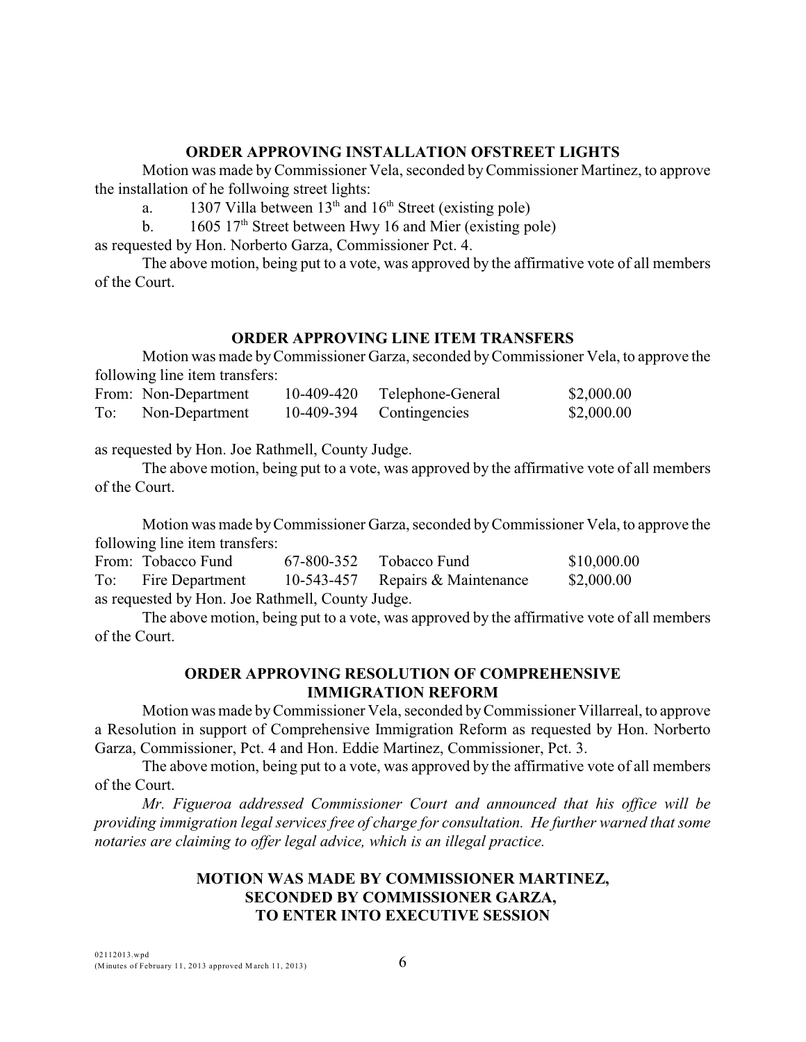**ORDER APPROVING INSTALLATION OFSTREET LIGHTS**

Motion was made by Commissioner Vela, seconded by Commissioner Martinez, to approve the installation of he follwoing street lights:

a. 1307 Villa between 13th and 16th Street (existing pole)

b. 1605 17th Street between Hwy 16 and Mier (existing pole)

as requested by Hon. Norberto Garza, Commissioner Pct. 4.

The above motion, being put to a vote, was approved by the affirmative vote of all members of the Court.

**ORDER APPROVING LINE ITEM TRANSFERS**

Motion was made by Commissioner Garza, seconded by Commissioner Vela, to approve the following line item transfers:

| | | | | |
|---|---|---|---|---|
| From: | Non-Department | 10-409-420 | Telephone-General | $2,000.00 |
| To: | Non-Department | 10-409-394 | Contingencies | $2,000.00 |

as requested by Hon. Joe Rathmell, County Judge.

The above motion, being put to a vote, was approved by the affirmative vote of all members of the Court.

Motion was made by Commissioner Garza, seconded by Commissioner Vela, to approve the following line item transfers:

| | | | | |
|---|---|---|---|---|
| From: | Tobacco Fund | 67-800-352 | Tobacco Fund | $10,000.00 |
| To: | Fire Department | 10-543-457 | Repairs & Maintenance | $2,000.00 |

as requested by Hon. Joe Rathmell, County Judge.

The above motion, being put to a vote, was approved by the affirmative vote of all members of the Court.

**ORDER APPROVING RESOLUTION OF COMPREHENSIVE IMMIGRATION REFORM**

Motion was made by Commissioner Vela, seconded by Commissioner Villarreal, to approve a Resolution in support of Comprehensive Immigration Reform as requested by Hon. Norberto Garza, Commissioner, Pct. 4 and Hon. Eddie Martinez, Commissioner, Pct. 3.

The above motion, being put to a vote, was approved by the affirmative vote of all members of the Court.

*Mr. Figueroa addressed Commissioner Court and announced that his office will be providing immigration legal services free of charge for consultation. He further warned that some notaries are claiming to offer legal advice, which is an illegal practice.*

**MOTION WAS MADE BY COMMISSIONER MARTINEZ, SECONDED BY COMMISSIONER GARZA, TO ENTER INTO EXECUTIVE SESSION**

02112013.wpd
(Minutes of February 11, 2013 approved March 11, 2013)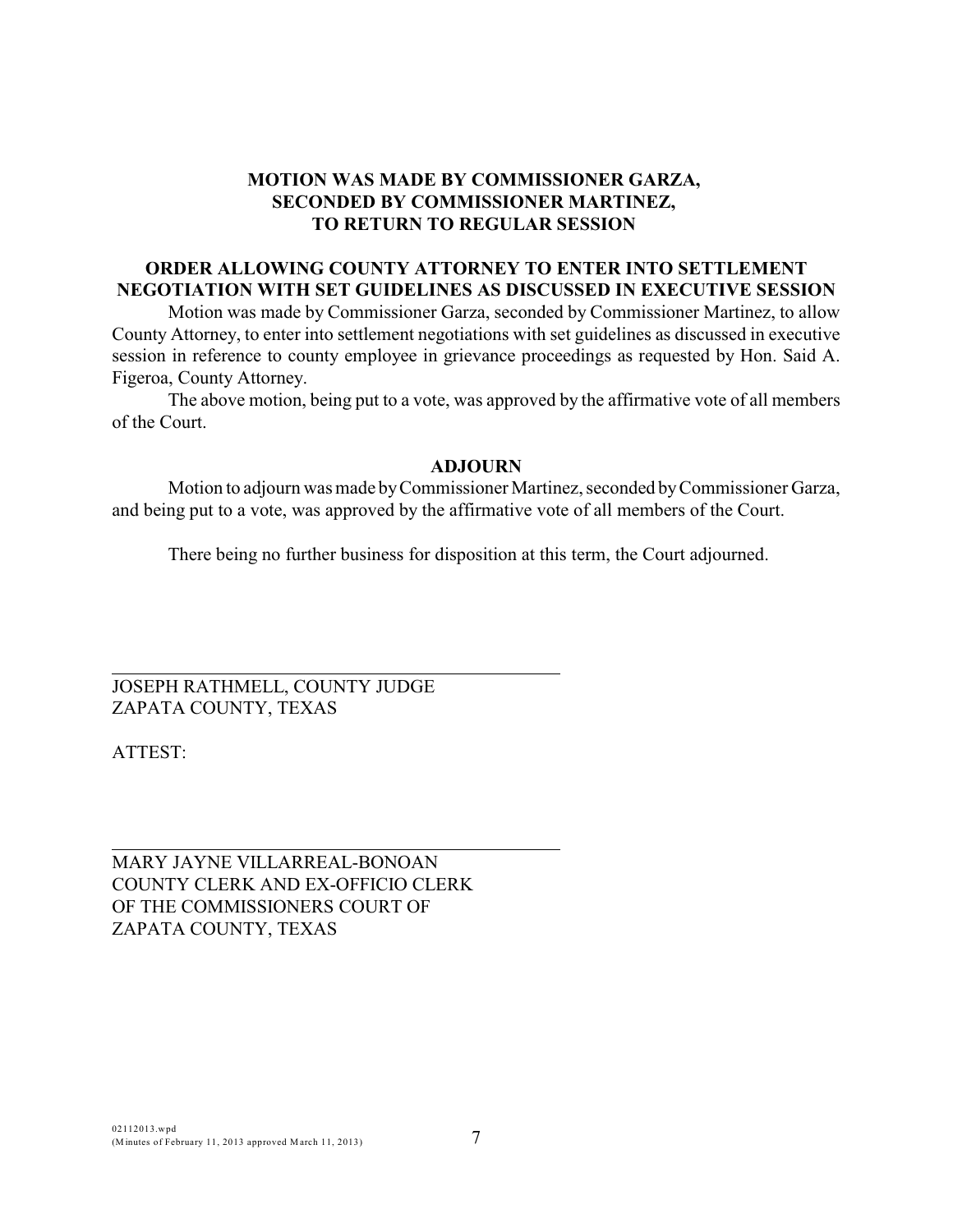**MOTION WAS MADE BY COMMISSIONER GARZA, SECONDED BY COMMISSIONER MARTINEZ, TO RETURN TO REGULAR SESSION**

**ORDER ALLOWING COUNTY ATTORNEY TO ENTER INTO SETTLEMENT NEGOTIATION WITH SET GUIDELINES AS DISCUSSED IN EXECUTIVE SESSION**

Motion was made by Commissioner Garza, seconded by Commissioner Martinez, to allow County Attorney, to enter into settlement negotiations with set guidelines as discussed in executive session in reference to county employee in grievance proceedings as requested by Hon. Said A. Figeroa, County Attorney.

The above motion, being put to a vote, was approved by the affirmative vote of all members of the Court.

**ADJOURN**

Motion to adjourn was made by Commissioner Martinez, seconded by Commissioner Garza, and being put to a vote, was approved by the affirmative vote of all members of the Court.

There being no further business for disposition at this term, the Court adjourned.

\_\_\_\_\_\_\_\_\_\_\_\_\_\_\_\_\_\_\_\_\_\_\_\_\_\_\_\_\_\_\_\_\_\_\_\_\_\_\_\_

JOSEPH RATHMELL, COUNTY JUDGE
ZAPATA COUNTY, TEXAS

ATTEST:

\_\_\_\_\_\_\_\_\_\_\_\_\_\_\_\_\_\_\_\_\_\_\_\_\_\_\_\_\_\_\_\_\_\_\_\_\_\_\_\_

MARY JAYNE VILLARREAL-BONOAN
COUNTY CLERK AND EX-OFFICIO CLERK
OF THE COMMISSIONERS COURT OF
ZAPATA COUNTY, TEXAS

02112013.wpd
(Minutes of February 11, 2013 approved March 11, 2013)